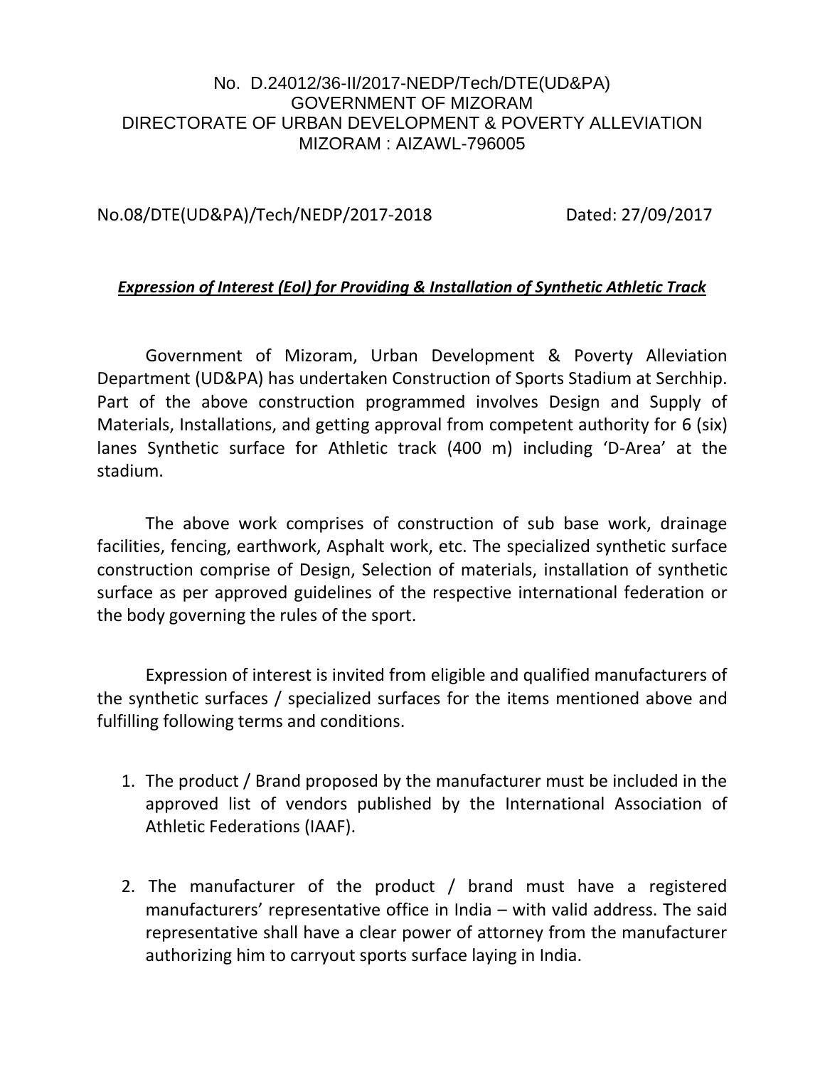No. D.24012/36-II/2017-NEDP/Tech/DTE(UD&PA)
GOVERNMENT OF MIZORAM
DIRECTORATE OF URBAN DEVELOPMENT & POVERTY ALLEVIATION
MIZORAM : AIZAWL-796005

No.08/DTE(UD&PA)/Tech/NEDP/2017-2018 Dated: 27/09/2017

***Expression of Interest (EoI) for Providing & Installation of Synthetic Athletic Track***

Government of Mizoram, Urban Development & Poverty Alleviation Department (UD&PA) has undertaken Construction of Sports Stadium at Serchhip. Part of the above construction programmed involves Design and Supply of Materials, Installations, and getting approval from competent authority for 6 (six) lanes Synthetic surface for Athletic track (400 m) including 'D-Area' at the stadium.

The above work comprises of construction of sub base work, drainage facilities, fencing, earthwork, Asphalt work, etc. The specialized synthetic surface construction comprise of Design, Selection of materials, installation of synthetic surface as per approved guidelines of the respective international federation or the body governing the rules of the sport.

Expression of interest is invited from eligible and qualified manufacturers of the synthetic surfaces / specialized surfaces for the items mentioned above and fulfilling following terms and conditions.

1. The product / Brand proposed by the manufacturer must be included in the approved list of vendors published by the International Association of Athletic Federations (IAAF).

2. The manufacturer of the product / brand must have a registered manufacturers' representative office in India – with valid address. The said representative shall have a clear power of attorney from the manufacturer authorizing him to carryout sports surface laying in India.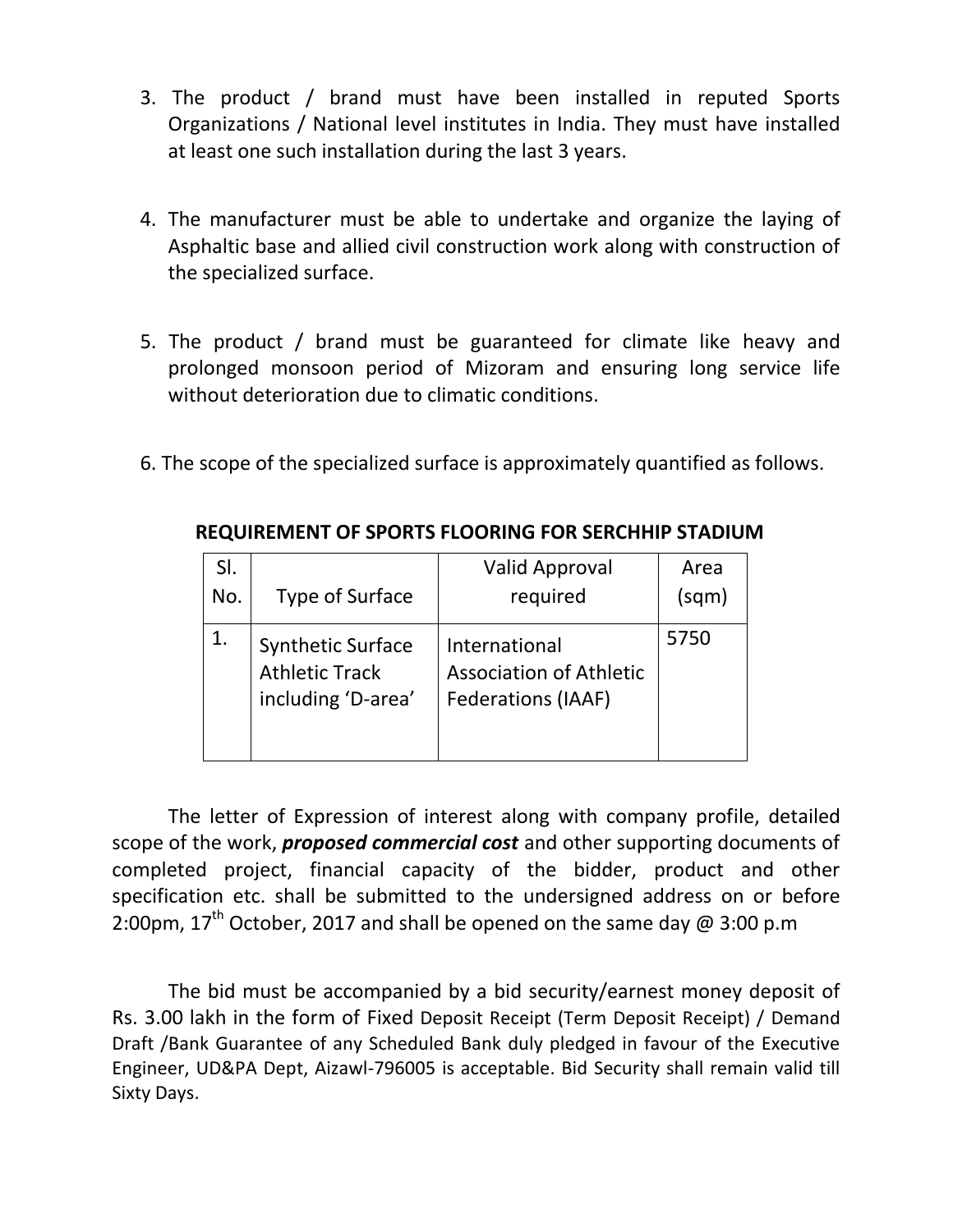3. The product / brand must have been installed in reputed Sports Organizations / National level institutes in India. They must have installed at least one such installation during the last 3 years.

4. The manufacturer must be able to undertake and organize the laying of Asphaltic base and allied civil construction work along with construction of the specialized surface.

5. The product / brand must be guaranteed for climate like heavy and prolonged monsoon period of Mizoram and ensuring long service life without deterioration due to climatic conditions.

6. The scope of the specialized surface is approximately quantified as follows.

**REQUIREMENT OF SPORTS FLOORING FOR SERCHHIP STADIUM**

| Sl. No. | Type of Surface | Valid Approval required | Area (sqm) |
|---|---|---|---|
| 1. | Synthetic Surface Athletic Track including 'D-area' | International Association of Athletic Federations (IAAF) | 5750 |

The letter of Expression of interest along with company profile, detailed scope of the work, ***proposed commercial cost*** and other supporting documents of completed project, financial capacity of the bidder, product and other specification etc. shall be submitted to the undersigned address on or before 2:00pm, 17th October, 2017 and shall be opened on the same day @ 3:00 p.m

The bid must be accompanied by a bid security/earnest money deposit of Rs. 3.00 lakh in the form of Fixed Deposit Receipt (Term Deposit Receipt) / Demand Draft /Bank Guarantee of any Scheduled Bank duly pledged in favour of the Executive Engineer, UD&PA Dept, Aizawl-796005 is acceptable. Bid Security shall remain valid till Sixty Days.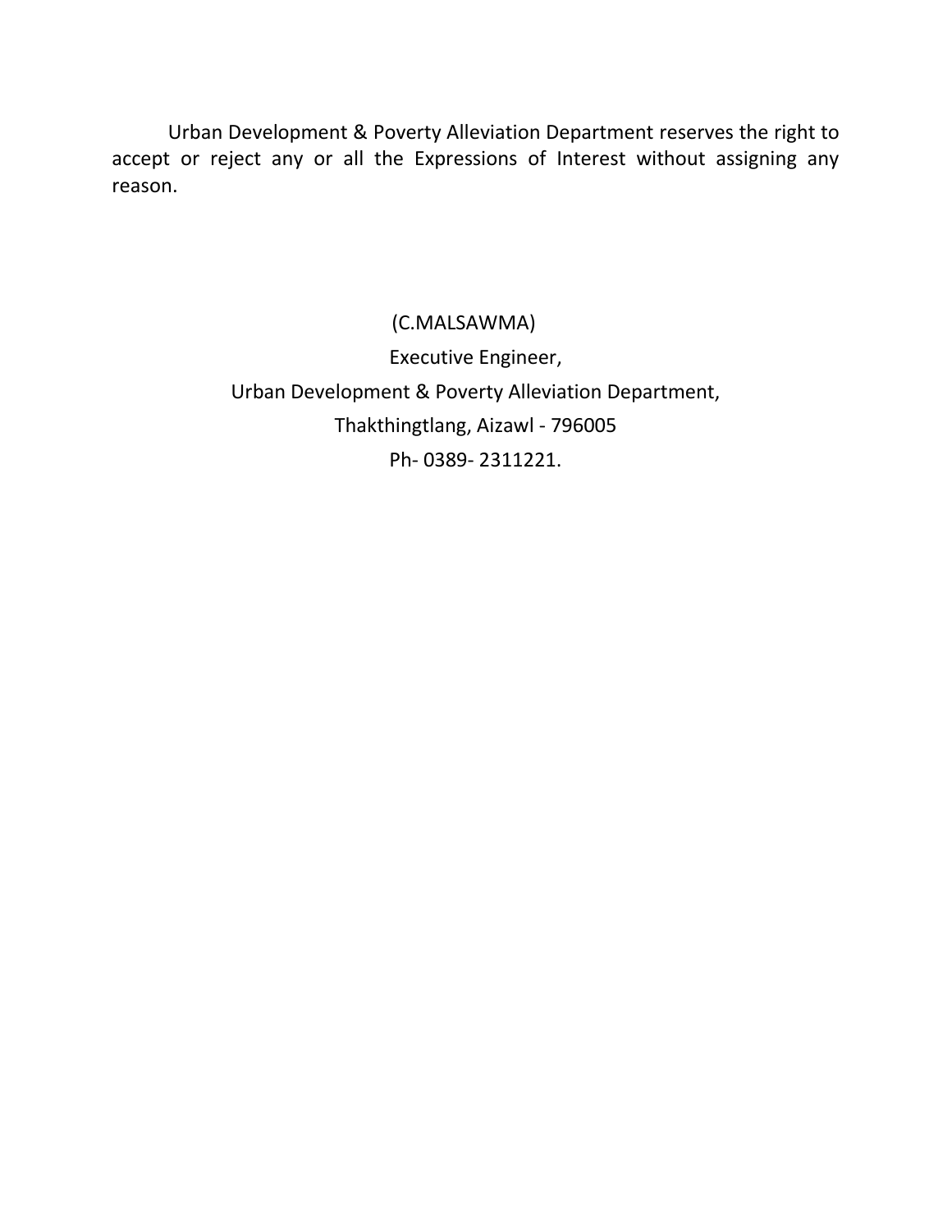Urban Development & Poverty Alleviation Department reserves the right to accept or reject any or all the Expressions of Interest without assigning any reason.

(C.MALSAWMA)

Executive Engineer,

Urban Development & Poverty Alleviation Department,

Thakthingtlang, Aizawl - 796005

Ph- 0389- 2311221.